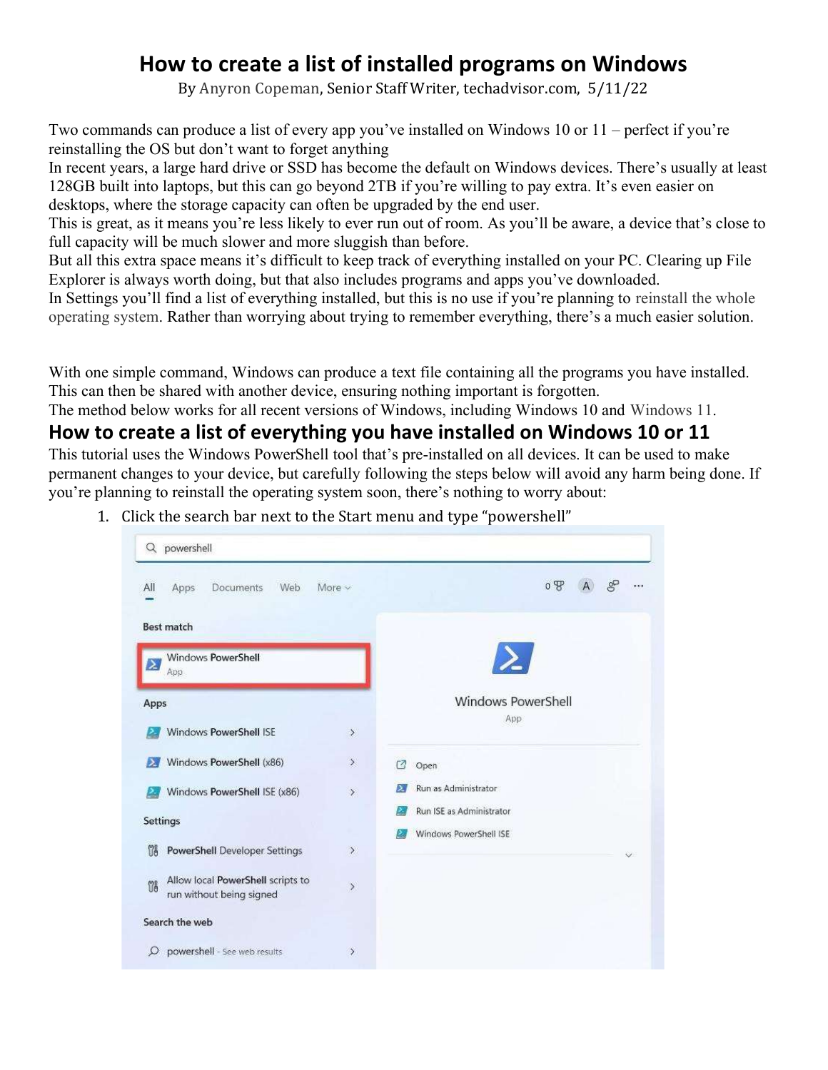# How to create a list of installed programs on Windows

By Anyron Copeman, Senior Staff Writer, techadvisor.com, 5/11/22

Two commands can produce a list of every app you've installed on Windows 10 or 11 – perfect if you're reinstalling the OS but don't want to forget anything

In recent years, a large hard drive or SSD has become the default on Windows devices. There's usually at least 128GB built into laptops, but this can go beyond 2TB if you're willing to pay extra. It's even easier on desktops, where the storage capacity can often be upgraded by the end user.

This is great, as it means you're less likely to ever run out of room. As you'll be aware, a device that's close to full capacity will be much slower and more sluggish than before.

But all this extra space means it's difficult to keep track of everything installed on your PC. Clearing up File Explorer is always worth doing, but that also includes programs and apps you've downloaded.

In Settings you'll find a list of everything installed, but this is no use if you're planning to reinstall the whole operating system. Rather than worrying about trying to remember everything, there's a much easier solution.

With one simple command, Windows can produce a text file containing all the programs you have installed. This can then be shared with another device, ensuring nothing important is forgotten.

The method below works for all recent versions of Windows, including Windows 10 and Windows 11.

## How to create a list of everything you have installed on Windows 10 or 11

This tutorial uses the Windows PowerShell tool that's pre-installed on all devices. It can be used to make permanent changes to your device, but carefully following the steps below will avoid any harm being done. If you're planning to reinstall the operating system soon, there's nothing to worry about:

1. Click the search bar next to the Start menu and type "powershell"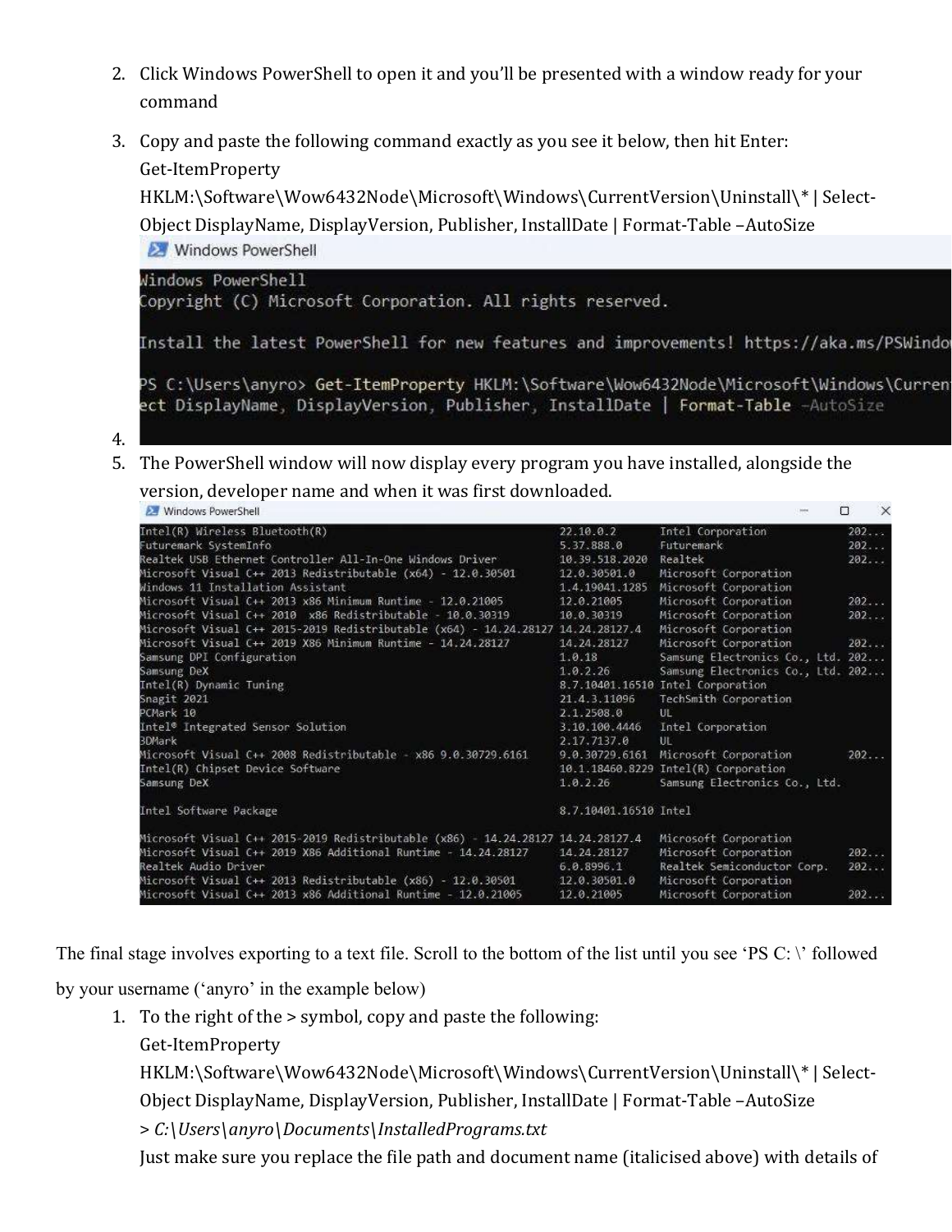2. Click Windows PowerShell to open it and you'll be presented with a window ready for your command
3. Copy and paste the following command exactly as you see it below, then hit Enter:
   Get-ItemProperty HKLM:\Software\Wow6432Node\Microsoft\Windows\CurrentVersion\Uninstall\* | Select-Object DisplayName, DisplayVersion, Publisher, InstallDate | Format-Table –AutoSize
4. 
5. The PowerShell window will now display every program you have installed, alongside the version, developer name and when it was first downloaded.

The final stage involves exporting to a text file. Scroll to the bottom of the list until you see 'PS C: \' followed by your username ('anyro' in the example below)

1. To the right of the > symbol, copy and paste the following:
   Get-ItemProperty HKLM:\Software\Wow6432Node\Microsoft\Windows\CurrentVersion\Uninstall\* | Select-Object DisplayName, DisplayVersion, Publisher, InstallDate | Format-Table –AutoSize > *C:\Users\anyro\Documents\InstalledPrograms.txt*
   Just make sure you replace the file path and document name (italicised above) with details of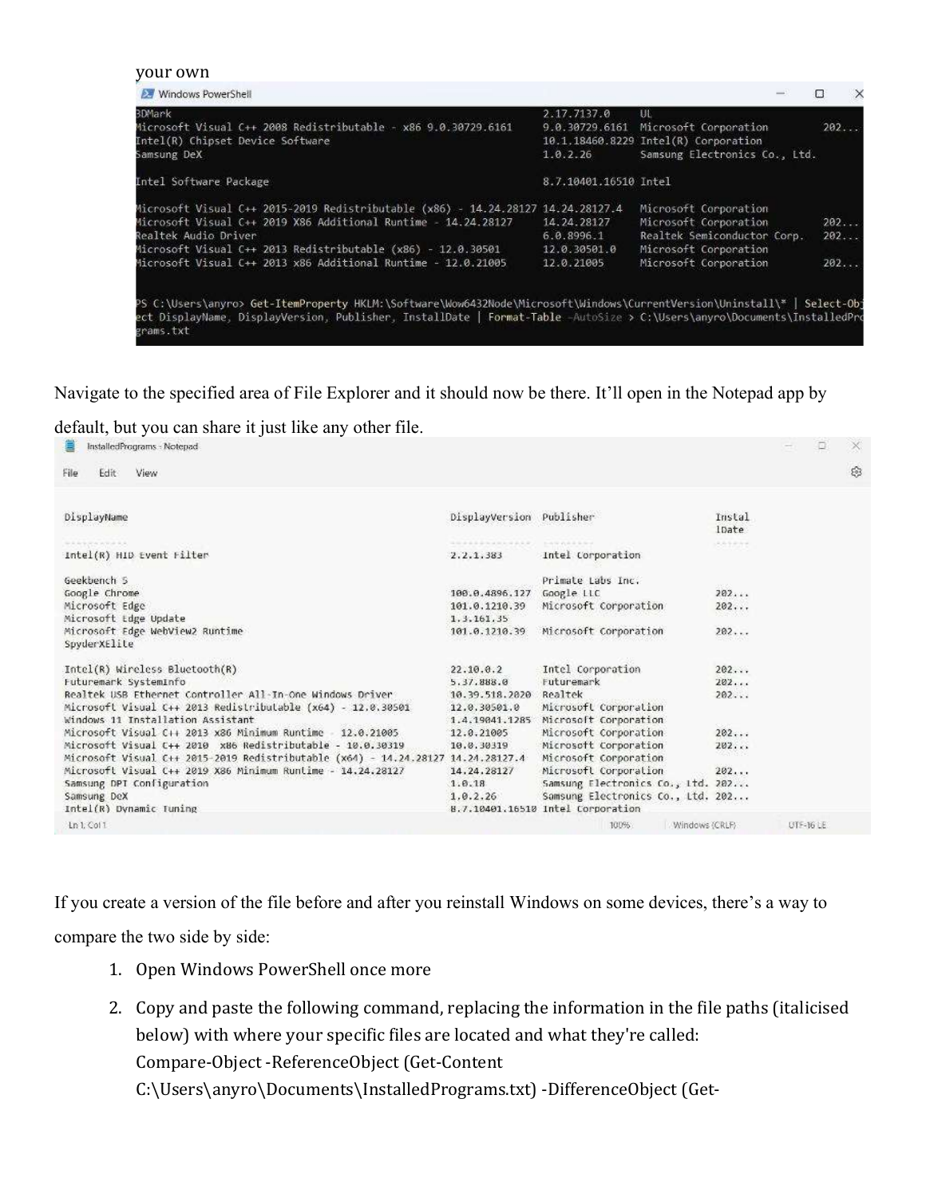your own

```
Windows PowerShell

3DMark                                                            2.17.7137.0    UL
Microsoft Visual C++ 2008 Redistributable - x86 9.0.30729.6161    9.0.30729.6161 Microsoft Corporation          202...
Intel(R) Chipset Device Software                                  10.1.18460.8229 Intel(R) Corporation
Samsung DeX                                                       1.0.2.26       Samsung Electronics Co., Ltd.

Intel Software Package                                            8.7.10401.16510 Intel

Microsoft Visual C++ 2015-2019 Redistributable (x86) - 14.24.28127 14.24.28127.4 Microsoft Corporation
Microsoft Visual C++ 2019 X86 Additional Runtime - 14.24.28127    14.24.28127    Microsoft Corporation          202...
Realtek Audio Driver                                              6.0.8996.1     Realtek Semiconductor Corp.    202...
Microsoft Visual C++ 2013 Redistributable (x86) - 12.0.30501      12.0.30501.0   Microsoft Corporation
Microsoft Visual C++ 2013 x86 Additional Runtime - 12.0.21005     12.0.21005     Microsoft Corporation          202...

PS C:\Users\anyro> Get-ItemProperty HKLM:\Software\Wow6432Node\Microsoft\Windows\CurrentVersion\Uninstall\* | Select-Object DisplayName, DisplayVersion, Publisher, InstallDate | Format-Table -AutoSize > C:\Users\anyro\Documents\InstalledPrograms.txt
```

Navigate to the specified area of File Explorer and it should now be there. It'll open in the Notepad app by default, but you can share it just like any other file.

```
InstalledPrograms - Notepad

DisplayName                                                        DisplayVersion  Publisher                     Instal
                                                                                                                 lDate
-----------                                                        --------------  ---------                     ------
Intel(R) HID Event Filter                                          2.2.1.383       Intel Corporation

Geekbench 5                                                                        Primate Labs Inc.
Google Chrome                                                      100.0.4896.127  Google LLC                    202...
Microsoft Edge                                                     101.0.1210.39   Microsoft Corporation         202...
Microsoft Edge Update                                              1.3.161.35
Microsoft Edge WebView2 Runtime                                    101.0.1210.39   Microsoft Corporation         202...
SpyderXElite

Intel(R) Wireless Bluetooth(R)                                     22.10.0.2       Intel Corporation             202...
Futuremark SystemInfo                                              5.37.888.0      Futuremark                    202...
Realtek USB Ethernet Controller All-In-One Windows Driver          10.39.518.2020  Realtek                       202...
Microsoft Visual C++ 2013 Redistributable (x64) - 12.0.30501       12.0.30501.0    Microsoft Corporation
Windows 11 Installation Assistant                                  1.4.19041.1285  Microsoft Corporation
Microsoft Visual C++ 2013 x86 Minimum Runtime - 12.0.21005         12.0.21005      Microsoft Corporation         202...
Microsoft Visual C++ 2010  x86 Redistributable - 10.0.30319        10.0.30319      Microsoft Corporation         202...
Microsoft Visual C++ 2015-2019 Redistributable (x64) - 14.24.28127 14.24.28127.4   Microsoft Corporation
Microsoft Visual C++ 2019 X86 Minimum Runtime - 14.24.28127        14.24.28127     Microsoft Corporation         202...
Samsung DPI Configuration                                          1.0.18          Samsung Electronics Co., Ltd. 202...
Samsung DeX                                                        1.0.2.26        Samsung Electronics Co., Ltd. 202...
Intel(R) Dynamic Tuning                                            8.7.10401.16510 Intel Corporation

Ln 1, Col 1                                      100%    Windows (CRLF)    UTF-16 LE
```

If you create a version of the file before and after you reinstall Windows on some devices, there's a way to compare the two side by side:

1. Open Windows PowerShell once more
2. Copy and paste the following command, replacing the information in the file paths (italicised below) with where your specific files are located and what they're called:
   Compare-Object -ReferenceObject (Get-Content C:\Users\anyro\Documents\InstalledPrograms.txt) -DifferenceObject (Get-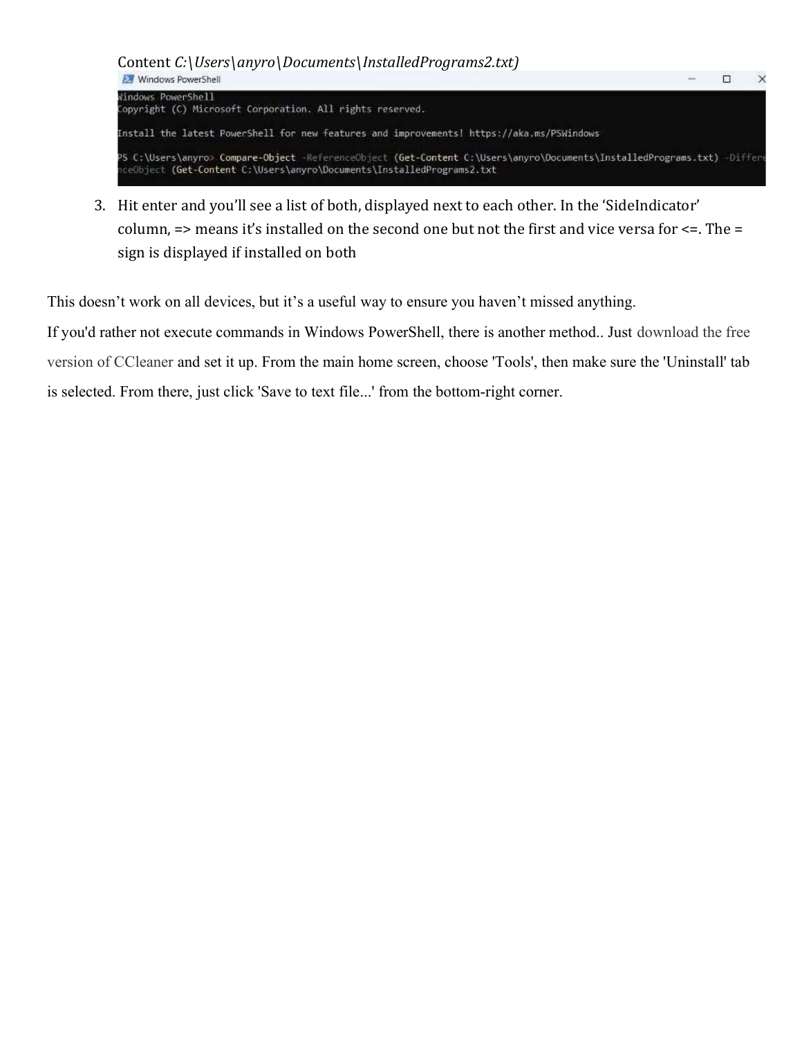Content *C:\Users\anyro\Documents\InstalledPrograms2.txt)*

```
Windows PowerShell
Copyright (C) Microsoft Corporation. All rights reserved.

Install the latest PowerShell for new features and improvements! https://aka.ms/PSWindows

PS C:\Users\anyro> Compare-Object -ReferenceObject (Get-Content C:\Users\anyro\Documents\InstalledPrograms.txt) -DifferenceObject (Get-Content C:\Users\anyro\Documents\InstalledPrograms2.txt
```

3. Hit enter and you'll see a list of both, displayed next to each other. In the 'SideIndicator' column, => means it's installed on the second one but not the first and vice versa for <=. The = sign is displayed if installed on both

This doesn't work on all devices, but it's a useful way to ensure you haven't missed anything.

If you'd rather not execute commands in Windows PowerShell, there is another method.. Just download the free version of CCleaner and set it up. From the main home screen, choose 'Tools', then make sure the 'Uninstall' tab is selected. From there, just click 'Save to text file...' from the bottom-right corner.